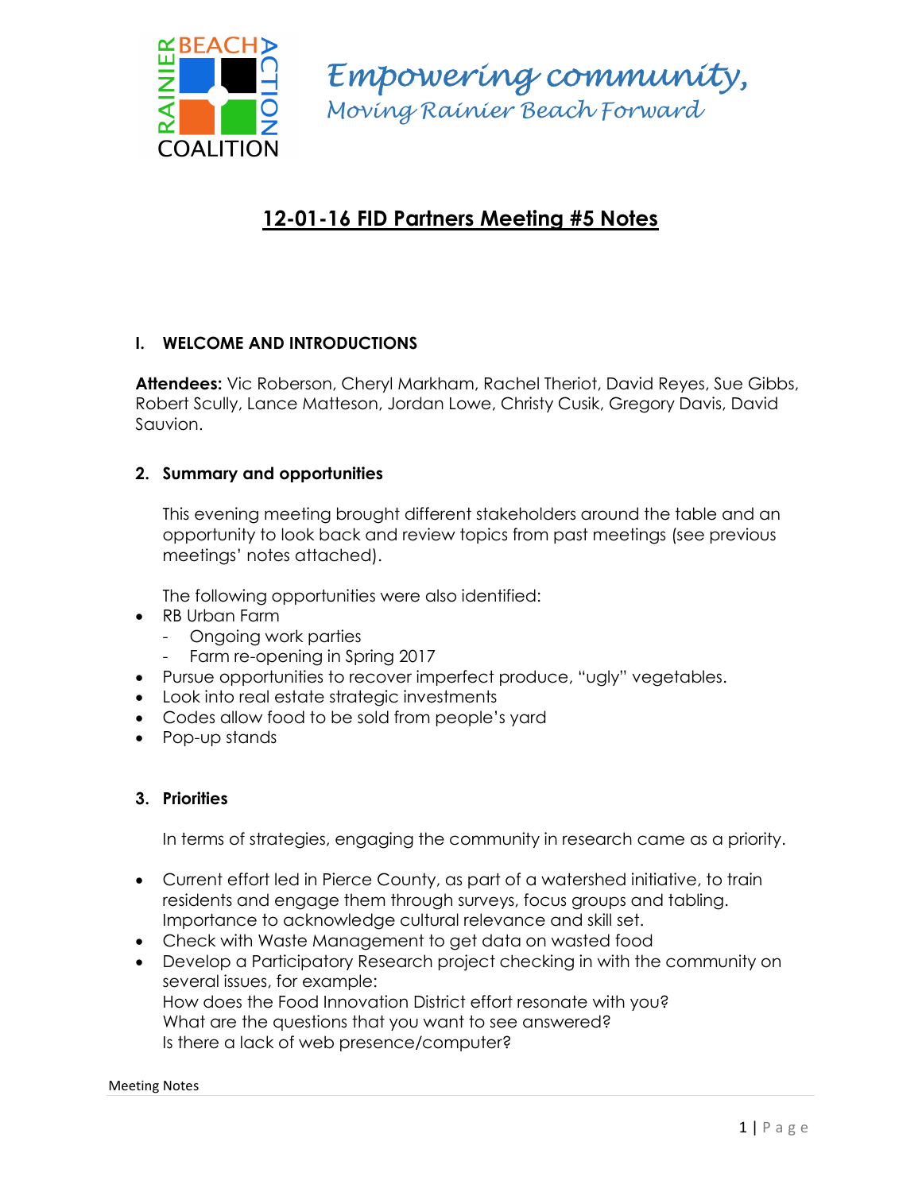*Empowering community,*
*Moving Rainier Beach Forward*

# 12-01-16 FID Partners Meeting #5 Notes

## I. WELCOME AND INTRODUCTIONS

**Attendees:** Vic Roberson, Cheryl Markham, Rachel Theriot, David Reyes, Sue Gibbs, Robert Scully, Lance Matteson, Jordan Lowe, Christy Cusik, Gregory Davis, David Sauvion.

## 2. Summary and opportunities

This evening meeting brought different stakeholders around the table and an opportunity to look back and review topics from past meetings (see previous meetings' notes attached).

The following opportunities were also identified:

- RB Urban Farm
  - Ongoing work parties
  - Farm re-opening in Spring 2017
- Pursue opportunities to recover imperfect produce, "ugly" vegetables.
- Look into real estate strategic investments
- Codes allow food to be sold from people's yard
- Pop-up stands

## 3. Priorities

In terms of strategies, engaging the community in research came as a priority.

- Current effort led in Pierce County, as part of a watershed initiative, to train residents and engage them through surveys, focus groups and tabling. Importance to acknowledge cultural relevance and skill set.
- Check with Waste Management to get data on wasted food
- Develop a Participatory Research project checking in with the community on several issues, for example:
  How does the Food Innovation District effort resonate with you?
  What are the questions that you want to see answered?
  Is there a lack of web presence/computer?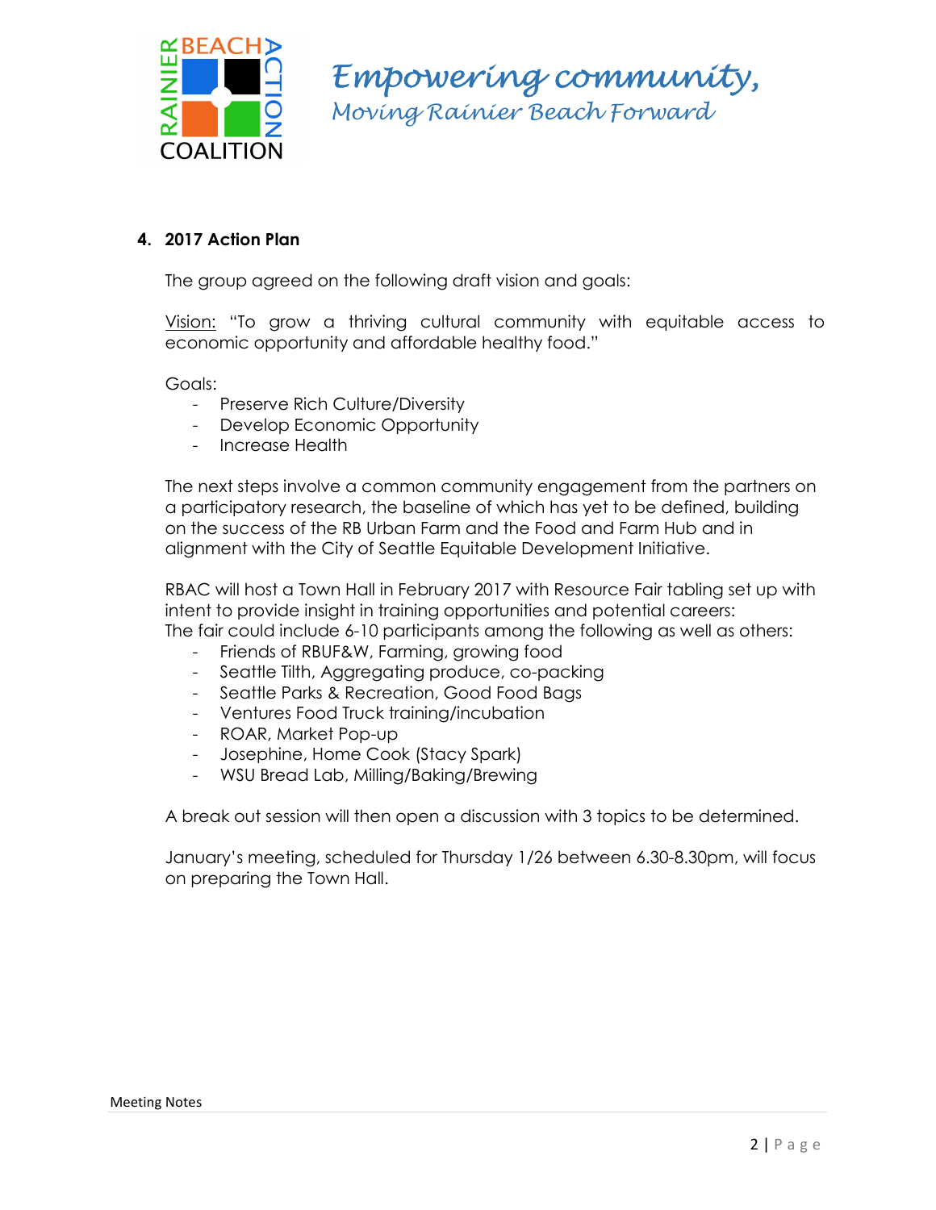Empowering community,

Moving Rainier Beach Forward

## 4. 2017 Action Plan

The group agreed on the following draft vision and goals:

Vision: "To grow a thriving cultural community with equitable access to economic opportunity and affordable healthy food."

Goals:

- Preserve Rich Culture/Diversity
- Develop Economic Opportunity
- Increase Health

The next steps involve a common community engagement from the partners on a participatory research, the baseline of which has yet to be defined, building on the success of the RB Urban Farm and the Food and Farm Hub and in alignment with the City of Seattle Equitable Development Initiative.

RBAC will host a Town Hall in February 2017 with Resource Fair tabling set up with intent to provide insight in training opportunities and potential careers:
The fair could include 6-10 participants among the following as well as others:

- Friends of RBUF&W, Farming, growing food
- Seattle Tilth, Aggregating produce, co-packing
- Seattle Parks & Recreation, Good Food Bags
- Ventures Food Truck training/incubation
- ROAR, Market Pop-up
- Josephine, Home Cook (Stacy Spark)
- WSU Bread Lab, Milling/Baking/Brewing

A break out session will then open a discussion with 3 topics to be determined.

January's meeting, scheduled for Thursday 1/26 between 6.30-8.30pm, will focus on preparing the Town Hall.